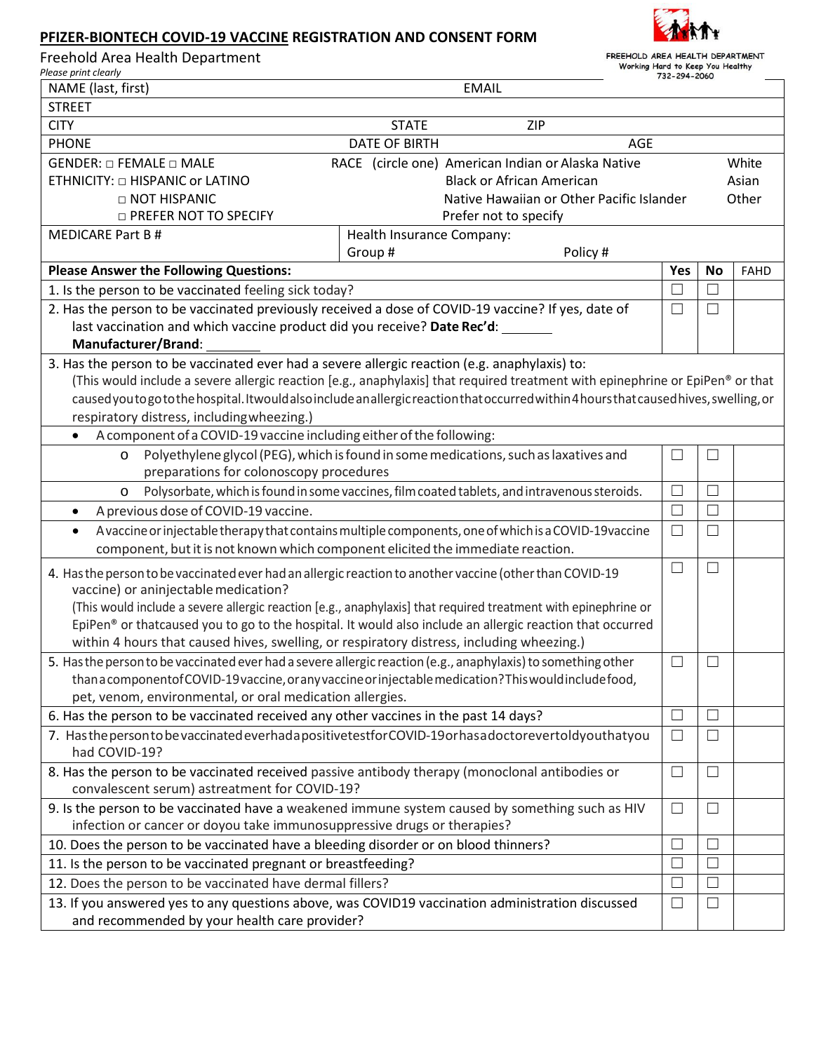## PFIZER-BIONTECH COVID-19 VACCINE REGISTRATION AND CONSENT FORM

Freehold Area Health Department

FREEHOLD AREA HEALTH DEPARTMENT
Working Hard to Keep You Healthy
732-294-2060

*Please print clearly*

| | | |
|---|---|---|
| NAME (last, first) | EMAIL | |
| STREET | | |
| CITY | STATE | ZIP |
| PHONE | DATE OF BIRTH | AGE |
| GENDER: □ FEMALE □ MALE<br>ETHNICITY: □ HISPANIC or LATINO<br>□ NOT HISPANIC<br>□ PREFER NOT TO SPECIFY | RACE (circle one) American Indian or Alaska Native / Black or African American / Native Hawaiian or Other Pacific Islander / Prefer not to specify | White / Asian / Other |
| MEDICARE Part B # | Health Insurance Company:<br>Group # | Policy # |

| Please Answer the Following Questions: | Yes | No | FAHD |
|---|---|---|---|
| 1. Is the person to be vaccinated feeling sick today? | ☐ | ☐ | |
| 2. Has the person to be vaccinated previously received a dose of COVID-19 vaccine? If yes, date of last vaccination and which vaccine product did you receive? **Date Rec'd**: _______ **Manufacturer/Brand**: _______ | ☐ | ☐ | |
| 3. Has the person to be vaccinated ever had a severe allergic reaction (e.g. anaphylaxis) to: (This would include a severe allergic reaction [e.g., anaphylaxis] that required treatment with epinephrine or EpiPen® or that caused you to go to the hospital. It would also include an allergic reaction that occurred within 4 hours that caused hives, swelling, or respiratory distress, including wheezing.) | | | |
| • A component of a COVID-19 vaccine including either of the following: | | | |
| o Polyethylene glycol (PEG), which is found in some medications, such as laxatives and preparations for colonoscopy procedures | ☐ | ☐ | |
| o Polysorbate, which is found in some vaccines, film coated tablets, and intravenous steroids. | ☐ | ☐ | |
| • A previous dose of COVID-19 vaccine. | ☐ | ☐ | |
| • A vaccine or injectable therapy that contains multiple components, one of which is a COVID-19 vaccine component, but it is not known which component elicited the immediate reaction. | ☐ | ☐ | |
| 4. Has the person to be vaccinated ever had an allergic reaction to another vaccine (other than COVID-19 vaccine) or an injectable medication? (This would include a severe allergic reaction [e.g., anaphylaxis] that required treatment with epinephrine or EpiPen® or that caused you to go to the hospital. It would also include an allergic reaction that occurred within 4 hours that caused hives, swelling, or respiratory distress, including wheezing.) | ☐ | ☐ | |
| 5. Has the person to be vaccinated ever had a severe allergic reaction (e.g., anaphylaxis) to something other than a component of COVID-19 vaccine, or any vaccine or injectable medication? This would include food, pet, venom, environmental, or oral medication allergies. | ☐ | ☐ | |
| 6. Has the person to be vaccinated received any other vaccines in the past 14 days? | ☐ | ☐ | |
| 7. Has the person to be vaccinated ever had a positive test for COVID-19 or has a doctor ever told you that you had COVID-19? | ☐ | ☐ | |
| 8. Has the person to be vaccinated received passive antibody therapy (monoclonal antibodies or convalescent serum) as treatment for COVID-19? | ☐ | ☐ | |
| 9. Is the person to be vaccinated have a weakened immune system caused by something such as HIV infection or cancer or do you take immunosuppressive drugs or therapies? | ☐ | ☐ | |
| 10. Does the person to be vaccinated have a bleeding disorder or on blood thinners? | ☐ | ☐ | |
| 11. Is the person to be vaccinated pregnant or breastfeeding? | ☐ | ☐ | |
| 12. Does the person to be vaccinated have dermal fillers? | ☐ | ☐ | |
| 13. If you answered yes to any questions above, was COVID19 vaccination administration discussed and recommended by your health care provider? | ☐ | ☐ | |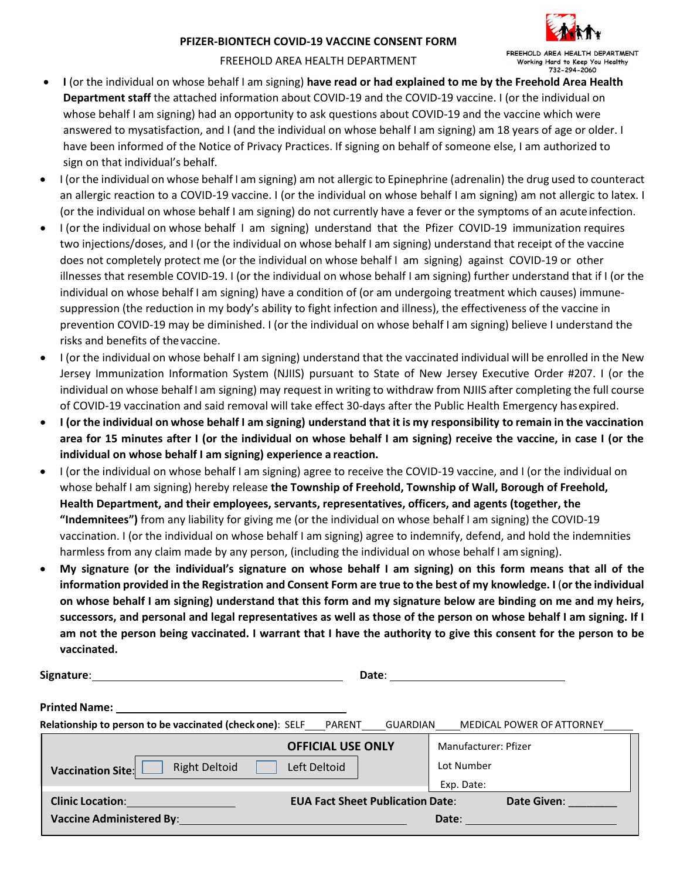## PFIZER-BIONTECH COVID-19 VACCINE CONSENT FORM

FREEHOLD AREA HEALTH DEPARTMENT

FREEHOLD AREA HEALTH DEPARTMENT
Working Hard to Keep You Healthy
732-294-2060

- **I** (or the individual on whose behalf I am signing) **have read or had explained to me by the Freehold Area Health Department staff** the attached information about COVID-19 and the COVID-19 vaccine. I (or the individual on whose behalf I am signing) had an opportunity to ask questions about COVID-19 and the vaccine which were answered to mysatisfaction, and I (and the individual on whose behalf I am signing) am 18 years of age or older. I have been informed of the Notice of Privacy Practices. If signing on behalf of someone else, I am authorized to sign on that individual's behalf.
- I (or the individual on whose behalf I am signing) am not allergic to Epinephrine (adrenalin) the drug used to counteract an allergic reaction to a COVID-19 vaccine. I (or the individual on whose behalf I am signing) am not allergic to latex. I (or the individual on whose behalf I am signing) do not currently have a fever or the symptoms of an acute infection.
- I (or the individual on whose behalf I am signing) understand that the Pfizer COVID-19 immunization requires two injections/doses, and I (or the individual on whose behalf I am signing) understand that receipt of the vaccine does not completely protect me (or the individual on whose behalf I am signing) against COVID-19 or other illnesses that resemble COVID-19. I (or the individual on whose behalf I am signing) further understand that if I (or the individual on whose behalf I am signing) have a condition of (or am undergoing treatment which causes) immune-suppression (the reduction in my body's ability to fight infection and illness), the effectiveness of the vaccine in prevention COVID-19 may be diminished. I (or the individual on whose behalf I am signing) believe I understand the risks and benefits of the vaccine.
- I (or the individual on whose behalf I am signing) understand that the vaccinated individual will be enrolled in the New Jersey Immunization Information System (NJIIS) pursuant to State of New Jersey Executive Order #207. I (or the individual on whose behalf I am signing) may request in writing to withdraw from NJIIS after completing the full course of COVID-19 vaccination and said removal will take effect 30-days after the Public Health Emergency has expired.
- **I (or the individual on whose behalf I am signing) understand that it is my responsibility to remain in the vaccination area for 15 minutes after I (or the individual on whose behalf I am signing) receive the vaccine, in case I (or the individual on whose behalf I am signing) experience a reaction.**
- I (or the individual on whose behalf I am signing) agree to receive the COVID-19 vaccine, and I (or the individual on whose behalf I am signing) hereby release **the Township of Freehold, Township of Wall, Borough of Freehold, Health Department, and their employees, servants, representatives, officers, and agents (together, the "Indemnitees")** from any liability for giving me (or the individual on whose behalf I am signing) the COVID-19 vaccination. I (or the individual on whose behalf I am signing) agree to indemnify, defend, and hold the indemnities harmless from any claim made by any person, (including the individual on whose behalf I am signing).
- **My signature (or the individual's signature on whose behalf I am signing) on this form means that all of the information provided in the Registration and Consent Form are true to the best of my knowledge. I (or the individual on whose behalf I am signing) understand that this form and my signature below are binding on me and my heirs, successors, and personal and legal representatives as well as those of the person on whose behalf I am signing. If I am not the person being vaccinated. I warrant that I have the authority to give this consent for the person to be vaccinated.**

**Signature**: ______________________________ **Date**: ______________________

**Printed Name:** ______________________________

**Relationship to person to be vaccinated (check one)**: SELF___ PARENT___ GUARDIAN___ MEDICAL POWER OF ATTORNEY___

**OFFICIAL USE ONLY**

| | | |
|---|---|---|
| **Vaccination Site**: ☐ Right Deltoid ☐ Left Deltoid | | Manufacturer: Pfizer<br>Lot Number<br>Exp. Date: |
| **Clinic Location**: ____________ | **EUA Fact Sheet Publication Date**: | **Date Given**: ________ |
| **Vaccine Administered By**: ____________ | | **Date**: ____________ |